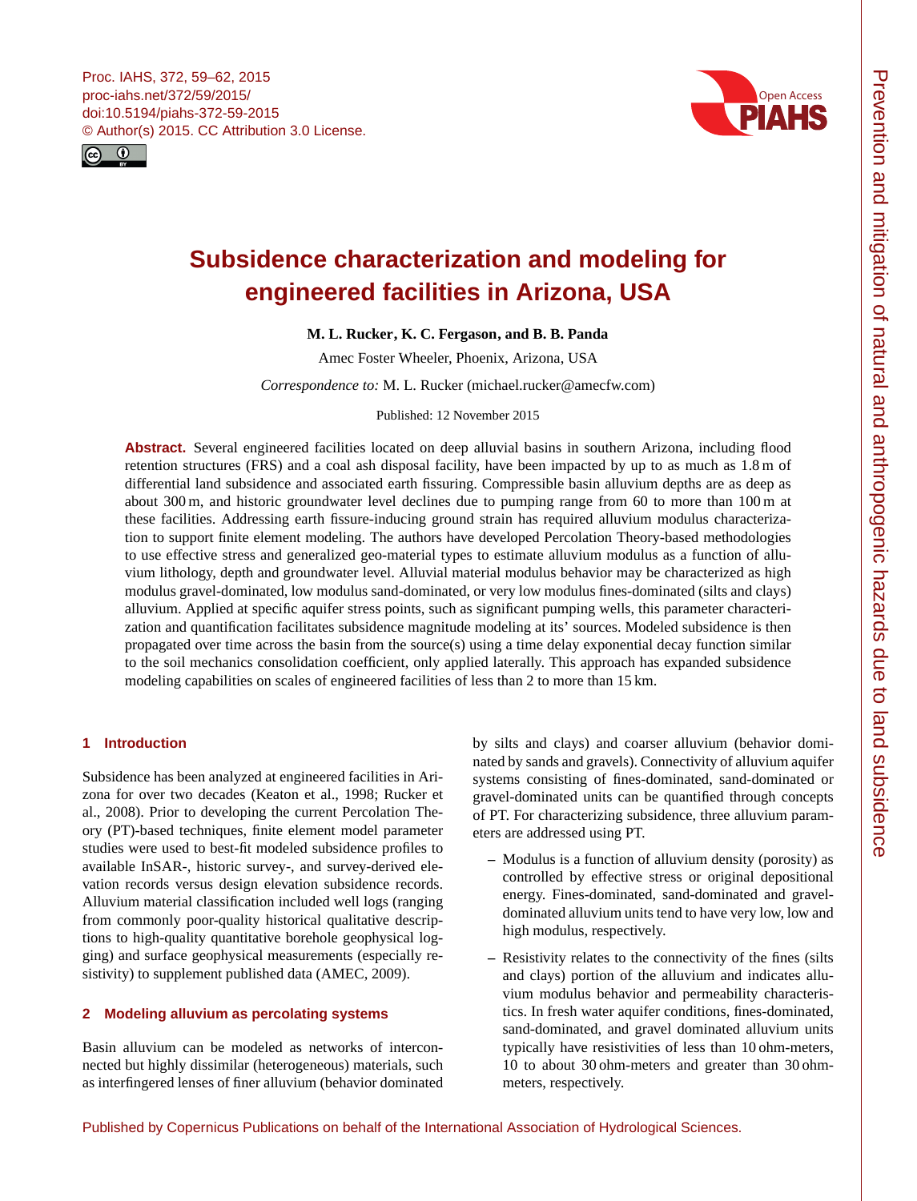# Subsidence characterization and modeling for engineered facilities in Arizona, USA

**M. L. Rucker, K. C. Fergason, and B. B. Panda**

Amec Foster Wheeler, Phoenix, Arizona, USA

*Correspondence to:* M. L. Rucker (michael.rucker@amecfw.com)

Published: 12 November 2015

**Abstract.** Several engineered facilities located on deep alluvial basins in southern Arizona, including flood retention structures (FRS) and a coal ash disposal facility, have been impacted by up to as much as 1.8 m of differential land subsidence and associated earth fissuring. Compressible basin alluvium depths are as deep as about 300 m, and historic groundwater level declines due to pumping range from 60 to more than 100 m at these facilities. Addressing earth fissure-inducing ground strain has required alluvium modulus characterization to support finite element modeling. The authors have developed Percolation Theory-based methodologies to use effective stress and generalized geo-material types to estimate alluvium modulus as a function of alluvium lithology, depth and groundwater level. Alluvial material modulus behavior may be characterized as high modulus gravel-dominated, low modulus sand-dominated, or very low modulus fines-dominated (silts and clays) alluvium. Applied at specific aquifer stress points, such as significant pumping wells, this parameter characterization and quantification facilitates subsidence magnitude modeling at its' sources. Modeled subsidence is then propagated over time across the basin from the source(s) using a time delay exponential decay function similar to the soil mechanics consolidation coefficient, only applied laterally. This approach has expanded subsidence modeling capabilities on scales of engineered facilities of less than 2 to more than 15 km.

## 1 Introduction

Subsidence has been analyzed at engineered facilities in Arizona for over two decades (Keaton et al., 1998; Rucker et al., 2008). Prior to developing the current Percolation Theory (PT)-based techniques, finite element model parameter studies were used to best-fit modeled subsidence profiles to available InSAR-, historic survey-, and survey-derived elevation records versus design elevation subsidence records. Alluvium material classification included well logs (ranging from commonly poor-quality historical qualitative descriptions to high-quality quantitative borehole geophysical logging) and surface geophysical measurements (especially resistivity) to supplement published data (AMEC, 2009).

## 2 Modeling alluvium as percolating systems

Basin alluvium can be modeled as networks of interconnected but highly dissimilar (heterogeneous) materials, such as interfingered lenses of finer alluvium (behavior dominated by silts and clays) and coarser alluvium (behavior dominated by sands and gravels). Connectivity of alluvium aquifer systems consisting of fines-dominated, sand-dominated or gravel-dominated units can be quantified through concepts of PT. For characterizing subsidence, three alluvium parameters are addressed using PT.

- Modulus is a function of alluvium density (porosity) as controlled by effective stress or original depositional energy. Fines-dominated, sand-dominated and gravel-dominated alluvium units tend to have very low, low and high modulus, respectively.
- Resistivity relates to the connectivity of the fines (silts and clays) portion of the alluvium and indicates alluvium modulus behavior and permeability characteristics. In fresh water aquifer conditions, fines-dominated, sand-dominated, and gravel dominated alluvium units typically have resistivities of less than 10 ohm-meters, 10 to about 30 ohm-meters and greater than 30 ohm-meters, respectively.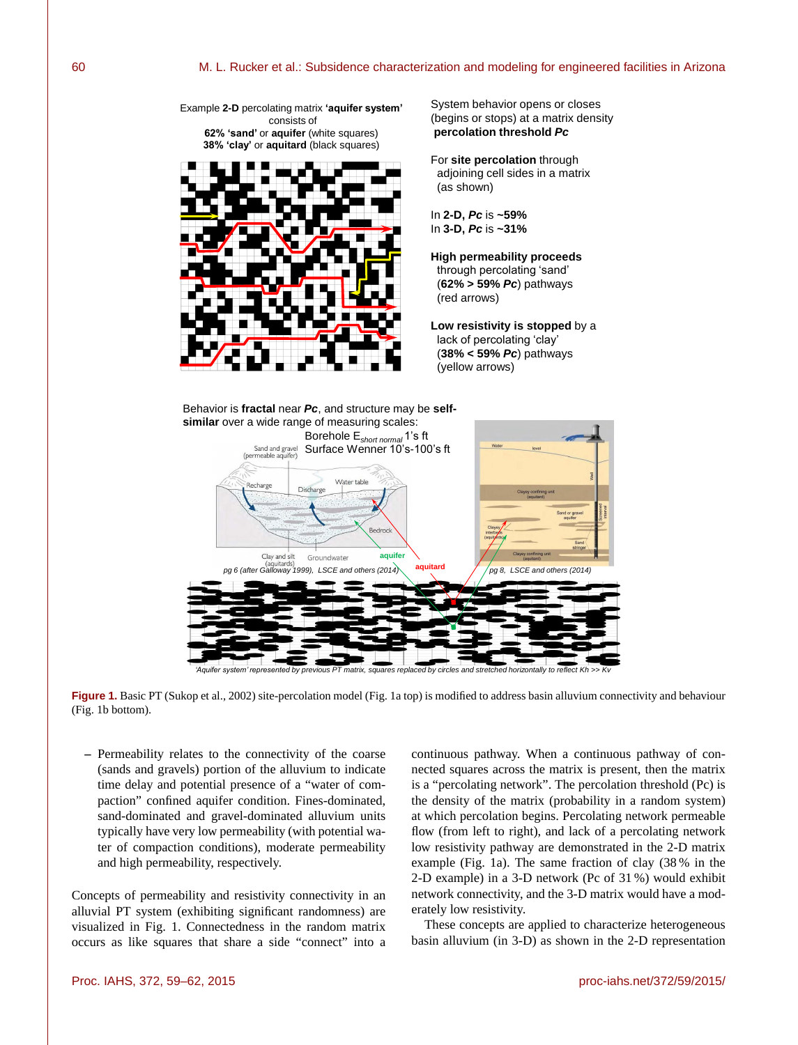Example **2-D** percolating matrix **'aquifer system'** consists of
**62% 'sand'** or **aquifer** (white squares)
**38% 'clay'** or **aquitard** (black squares)

System behavior opens or closes (begins or stops) at a matrix density **percolation threshold *Pc***

For **site percolation** through adjoining cell sides in a matrix (as shown)

In **2-D, *Pc*** is **~59%**
In **3-D, *Pc*** is **~31%**

**High permeability proceeds** through percolating 'sand' (**62% > 59% *Pc***) pathways (red arrows)

**Low resistivity is stopped** by a lack of percolating 'clay' (**38% < 59% *Pc***) pathways (yellow arrows)

Behavior is **fractal** near ***Pc***, and structure may be **self-similar** over a wide range of measuring scales:
Borehole $E_{short\ normal}$ 1's ft
Surface Wenner 10's-100's ft

Sand and gravel (permeable aquifer)
Recharge
Discharge
Water table
Bedrock
Clay and silt (aquitards)
Groundwater
aquifer
aquitard
pg 6 (after Galloway 1999), LSCE and others (2014)

Water level
Well
Clayey confining unit (aquitard)
Sand or gravel aquifer
Screened interval
Clayey interbeds (aquitards)
Sand stringer
Clayey confining unit (aquitard)
pg 8, LSCE and others (2014)

'Aquifer system' represented by previous PT matrix, squares replaced by circles and stretched horizontally to reflect Kh >> Kv

**Figure 1.** Basic PT (Sukop et al., 2002) site-percolation model (Fig. 1a top) is modified to address basin alluvium connectivity and behaviour (Fig. 1b bottom).

– Permeability relates to the connectivity of the coarse (sands and gravels) portion of the alluvium to indicate time delay and potential presence of a "water of compaction" confined aquifer condition. Fines-dominated, sand-dominated and gravel-dominated alluvium units typically have very low permeability (with potential water of compaction conditions), moderate permeability and high permeability, respectively.

Concepts of permeability and resistivity connectivity in an alluvial PT system (exhibiting significant randomness) are visualized in Fig. 1. Connectedness in the random matrix occurs as like squares that share a side "connect" into a continuous pathway. When a continuous pathway of connected squares across the matrix is present, then the matrix is a "percolating network". The percolation threshold (Pc) is the density of the matrix (probability in a random system) at which percolation begins. Percolating network permeable flow (from left to right), and lack of a percolating network low resistivity pathway are demonstrated in the 2-D matrix example (Fig. 1a). The same fraction of clay (38 % in the 2-D example) in a 3-D network (Pc of 31 %) would exhibit network connectivity, and the 3-D matrix would have a moderately low resistivity.

These concepts are applied to characterize heterogeneous basin alluvium (in 3-D) as shown in the 2-D representation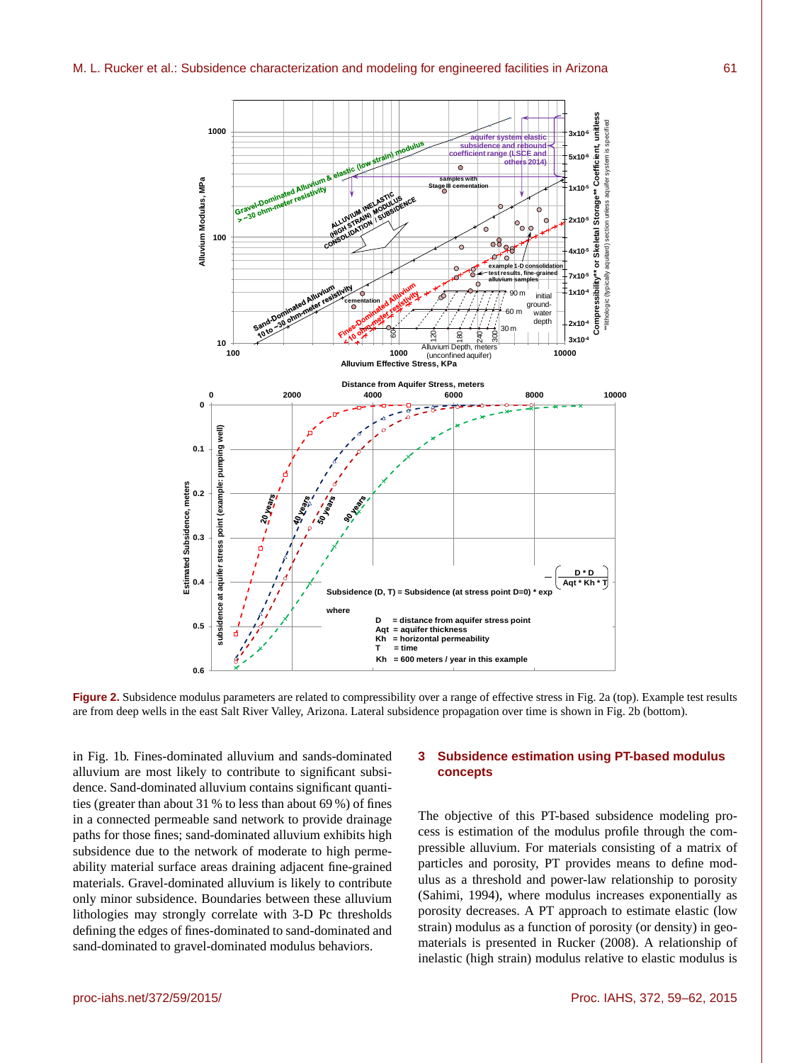**Figure 2.** Subsidence modulus parameters are related to compressibility over a range of effective stress in Fig. 2a (top). Example test results are from deep wells in the east Salt River Valley, Arizona. Lateral subsidence propagation over time is shown in Fig. 2b (bottom).

in Fig. 1b. Fines-dominated alluvium and sands-dominated alluvium are most likely to contribute to significant subsidence. Sand-dominated alluvium contains significant quantities (greater than about 31 % to less than about 69 %) of fines in a connected permeable sand network to provide drainage paths for those fines; sand-dominated alluvium exhibits high subsidence due to the network of moderate to high permeability material surface areas draining adjacent fine-grained materials. Gravel-dominated alluvium is likely to contribute only minor subsidence. Boundaries between these alluvium lithologies may strongly correlate with 3-D Pc thresholds defining the edges of fines-dominated to sand-dominated and sand-dominated to gravel-dominated modulus behaviors.

## 3 Subsidence estimation using PT-based modulus concepts

The objective of this PT-based subsidence modeling process is estimation of the modulus profile through the compressible alluvium. For materials consisting of a matrix of particles and porosity, PT provides means to define modulus as a threshold and power-law relationship to porosity (Sahimi, 1994), where modulus increases exponentially as porosity decreases. A PT approach to estimate elastic (low strain) modulus as a function of porosity (or density) in geomaterials is presented in Rucker (2008). A relationship of inelastic (high strain) modulus relative to elastic modulus is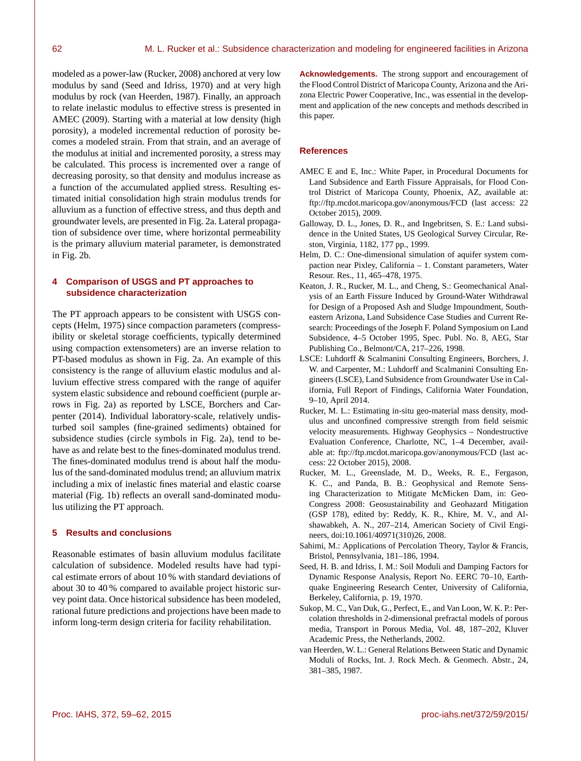modeled as a power-law (Rucker, 2008) anchored at very low modulus by sand (Seed and Idriss, 1970) and at very high modulus by rock (van Heerden, 1987). Finally, an approach to relate inelastic modulus to effective stress is presented in AMEC (2009). Starting with a material at low density (high porosity), a modeled incremental reduction of porosity becomes a modeled strain. From that strain, and an average of the modulus at initial and incremented porosity, a stress may be calculated. This process is incremented over a range of decreasing porosity, so that density and modulus increase as a function of the accumulated applied stress. Resulting estimated initial consolidation high strain modulus trends for alluvium as a function of effective stress, and thus depth and groundwater levels, are presented in Fig. 2a. Lateral propagation of subsidence over time, where horizontal permeability is the primary alluvium material parameter, is demonstrated in Fig. 2b.

## 4 Comparison of USGS and PT approaches to subsidence characterization

The PT approach appears to be consistent with USGS concepts (Helm, 1975) since compaction parameters (compressibility or skeletal storage coefficients, typically determined using compaction extensometers) are an inverse relation to PT-based modulus as shown in Fig. 2a. An example of this consistency is the range of alluvium elastic modulus and alluvium effective stress compared with the range of aquifer system elastic subsidence and rebound coefficient (purple arrows in Fig. 2a) as reported by LSCE, Borchers and Carpenter (2014). Individual laboratory-scale, relatively undisturbed soil samples (fine-grained sediments) obtained for subsidence studies (circle symbols in Fig. 2a), tend to behave as and relate best to the fines-dominated modulus trend. The fines-dominated modulus trend is about half the modulus of the sand-dominated modulus trend; an alluvium matrix including a mix of inelastic fines material and elastic coarse material (Fig. 1b) reflects an overall sand-dominated modulus utilizing the PT approach.

## 5 Results and conclusions

Reasonable estimates of basin alluvium modulus facilitate calculation of subsidence. Modeled results have had typical estimate errors of about 10 % with standard deviations of about 30 to 40 % compared to available project historic survey point data. Once historical subsidence has been modeled, rational future predictions and projections have been made to inform long-term design criteria for facility rehabilitation.

**Acknowledgements.** The strong support and encouragement of the Flood Control District of Maricopa County, Arizona and the Arizona Electric Power Cooperative, Inc., was essential in the development and application of the new concepts and methods described in this paper.

## References

AMEC E and E, Inc.: White Paper, in Procedural Documents for Land Subsidence and Earth Fissure Appraisals, for Flood Control District of Maricopa County, Phoenix, AZ, available at: ftp://ftp.mcdot.maricopa.gov/anonymous/FCD (last access: 22 October 2015), 2009.

Galloway, D. L., Jones, D. R., and Ingebritsen, S. E.: Land subsidence in the United States, US Geological Survey Circular, Reston, Virginia, 1182, 177 pp., 1999.

Helm, D. C.: One-dimensional simulation of aquifer system compaction near Pixley, California – 1. Constant parameters, Water Resour. Res., 11, 465–478, 1975.

Keaton, J. R., Rucker, M. L., and Cheng, S.: Geomechanical Analysis of an Earth Fissure Induced by Ground-Water Withdrawal for Design of a Proposed Ash and Sludge Impoundment, Southeastern Arizona, Land Subsidence Case Studies and Current Research: Proceedings of the Joseph F. Poland Symposium on Land Subsidence, 4–5 October 1995, Spec. Publ. No. 8, AEG, Star Publishing Co., Belmont/CA, 217–226, 1998.

LSCE: Luhdorff & Scalmanini Consulting Engineers, Borchers, J. W. and Carpenter, M.: Luhdorff and Scalmanini Consulting Engineers (LSCE), Land Subsidence from Groundwater Use in California, Full Report of Findings, California Water Foundation, 9–10, April 2014.

Rucker, M. L.: Estimating in-situ geo-material mass density, modulus and unconfined compressive strength from field seismic velocity measurements. Highway Geophysics – Nondestructive Evaluation Conference, Charlotte, NC, 1–4 December, available at: ftp://ftp.mcdot.maricopa.gov/anonymous/FCD (last access: 22 October 2015), 2008.

Rucker, M. L., Greenslade, M. D., Weeks, R. E., Fergason, K. C., and Panda, B. B.: Geophysical and Remote Sensing Characterization to Mitigate McMicken Dam, in: GeoCongress 2008: Geosustainability and Geohazard Mitigation (GSP 178), edited by: Reddy, K. R., Khire, M. V., and Alshawabkeh, A. N., 207–214, American Society of Civil Engineers, doi:10.1061/40971(310)26, 2008.

Sahimi, M.: Applications of Percolation Theory, Taylor & Francis, Bristol, Pennsylvania, 181–186, 1994.

Seed, H. B. and Idriss, I. M.: Soil Moduli and Damping Factors for Dynamic Response Analysis, Report No. EERC 70–10, Earthquake Engineering Research Center, University of California, Berkeley, California, p. 19, 1970.

Sukop, M. C., Van Duk, G., Perfect, E., and Van Loon, W. K. P.: Percolation thresholds in 2-dimensional prefractal models of porous media, Transport in Porous Media, Vol. 48, 187–202, Kluver Academic Press, the Netherlands, 2002.

van Heerden, W. L.: General Relations Between Static and Dynamic Moduli of Rocks, Int. J. Rock Mech. & Geomech. Abstr., 24, 381–385, 1987.